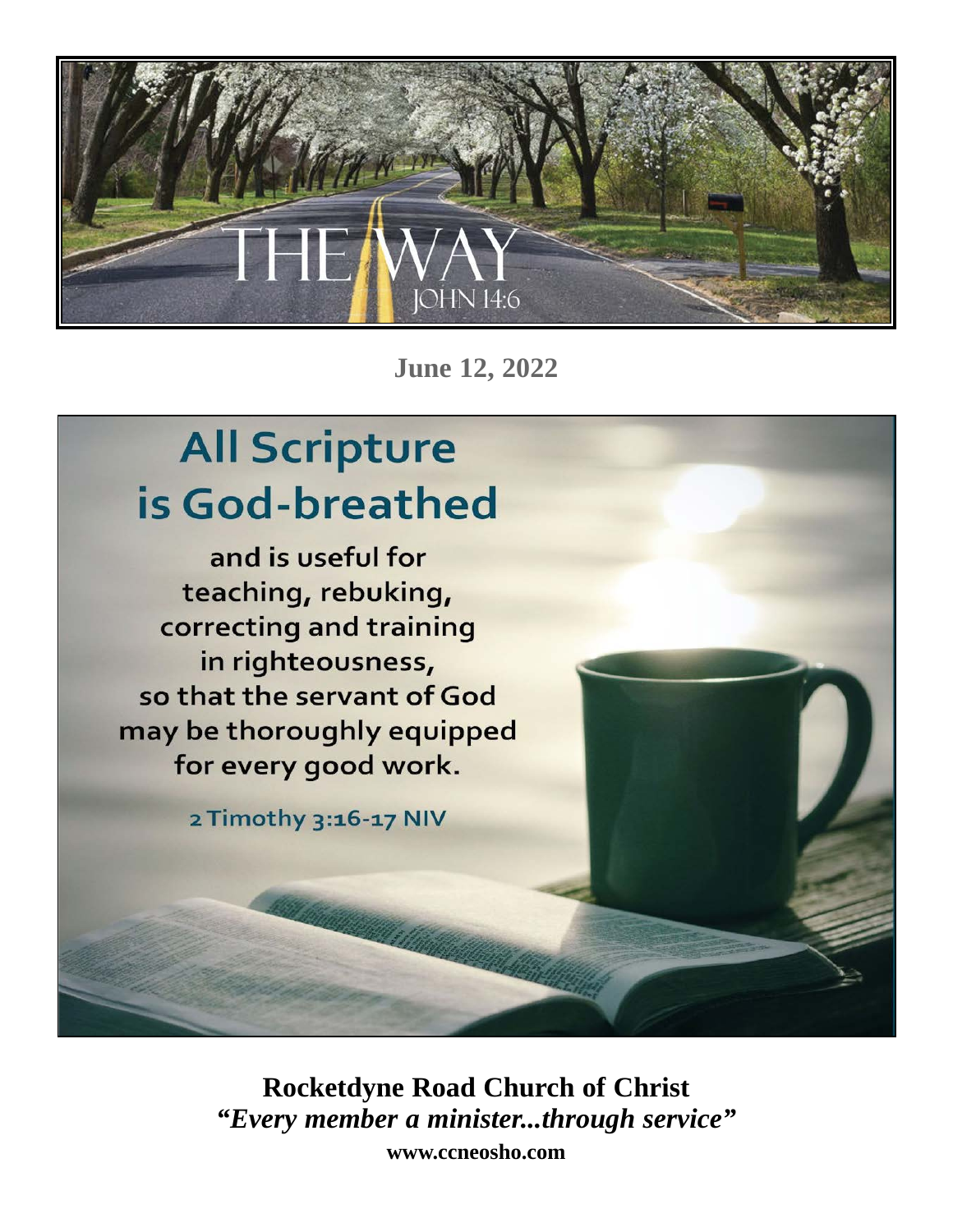# THE WAY

JOHN 14:6

**June 12, 2022**

## All Scripture is God-breathed

and is useful for teaching, rebuking, correcting and training in righteousness, so that the servant of God may be thoroughly equipped for every good work.

2 Timothy 3:16-17 NIV

**Rocketdyne Road Church of Christ**

***"Every member a minister...through service"***

**www.ccneosho.com**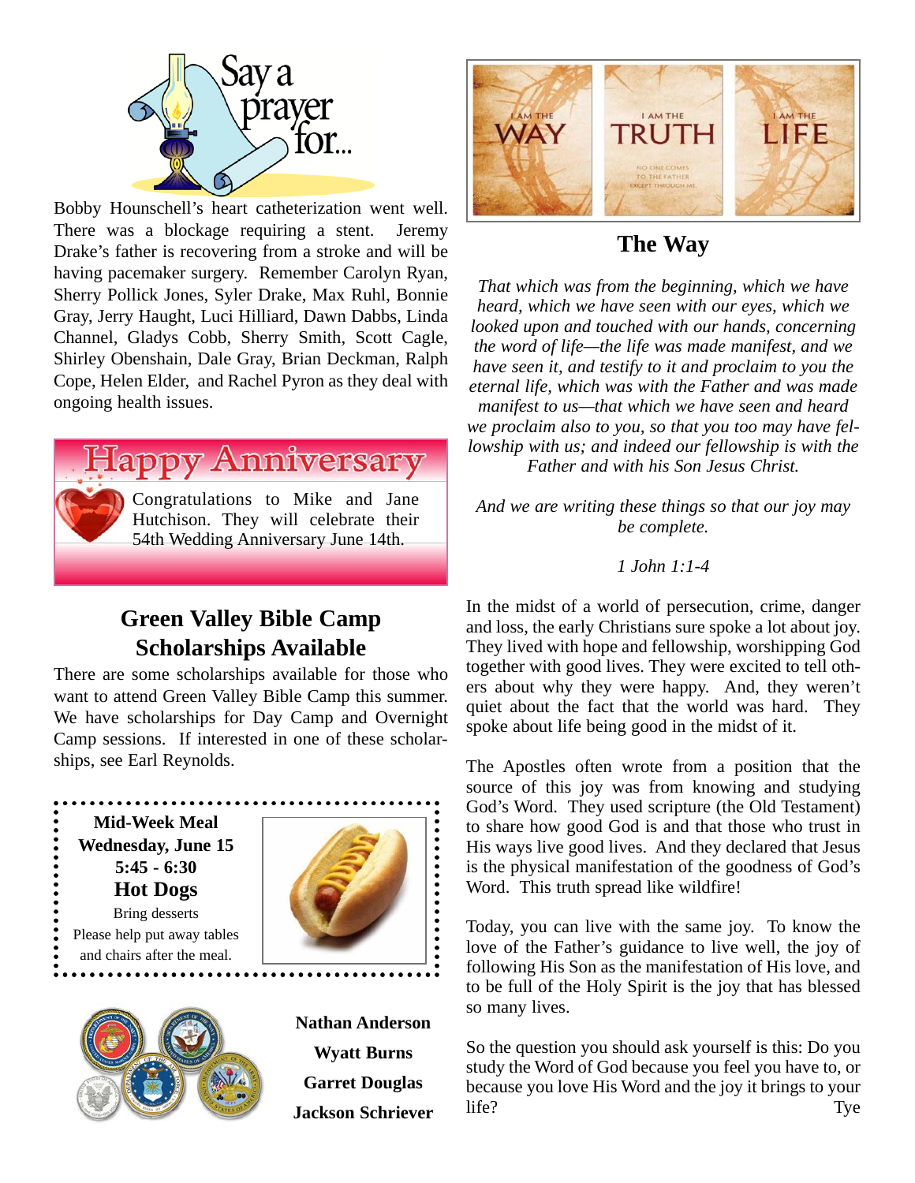## Say a prayer for...

Bobby Hounschell's heart catheterization went well. There was a blockage requiring a stent. Jeremy Drake's father is recovering from a stroke and will be having pacemaker surgery. Remember Carolyn Ryan, Sherry Pollick Jones, Syler Drake, Max Ruhl, Bonnie Gray, Jerry Haught, Luci Hilliard, Dawn Dabbs, Linda Channel, Gladys Cobb, Sherry Smith, Scott Cagle, Shirley Obenshain, Dale Gray, Brian Deckman, Ralph Cope, Helen Elder, and Rachel Pyron as they deal with ongoing health issues.

## Happy Anniversary

Congratulations to Mike and Jane Hutchison. They will celebrate their 54th Wedding Anniversary June 14th.

## Green Valley Bible Camp Scholarships Available

There are some scholarships available for those who want to attend Green Valley Bible Camp this summer. We have scholarships for Day Camp and Overnight Camp sessions. If interested in one of these scholarships, see Earl Reynolds.

**Mid-Week Meal**
**Wednesday, June 15**
**5:45 - 6:30**
**Hot Dogs**
Bring desserts
Please help put away tables and chairs after the meal.

**Nathan Anderson**
**Wyatt Burns**
**Garret Douglas**
**Jackson Schriever**

I AM THE WAY — I AM THE TRUTH — NO ONE COMES TO THE FATHER EXCEPT THROUGH ME — I AM THE LIFE

## The Way

*That which was from the beginning, which we have heard, which we have seen with our eyes, which we looked upon and touched with our hands, concerning the word of life—the life was made manifest, and we have seen it, and testify to it and proclaim to you the eternal life, which was with the Father and was made manifest to us—that which we have seen and heard we proclaim also to you, so that you too may have fellowship with us; and indeed our fellowship is with the Father and with his Son Jesus Christ.*

*And we are writing these things so that our joy may be complete.*

*1 John 1:1-4*

In the midst of a world of persecution, crime, danger and loss, the early Christians sure spoke a lot about joy. They lived with hope and fellowship, worshipping God together with good lives. They were excited to tell others about why they were happy. And, they weren't quiet about the fact that the world was hard. They spoke about life being good in the midst of it.

The Apostles often wrote from a position that the source of this joy was from knowing and studying God's Word. They used scripture (the Old Testament) to share how good God is and that those who trust in His ways live good lives. And they declared that Jesus is the physical manifestation of the goodness of God's Word. This truth spread like wildfire!

Today, you can live with the same joy. To know the love of the Father's guidance to live well, the joy of following His Son as the manifestation of His love, and to be full of the Holy Spirit is the joy that has blessed so many lives.

So the question you should ask yourself is this: Do you study the Word of God because you feel you have to, or because you love His Word and the joy it brings to your life?

Tye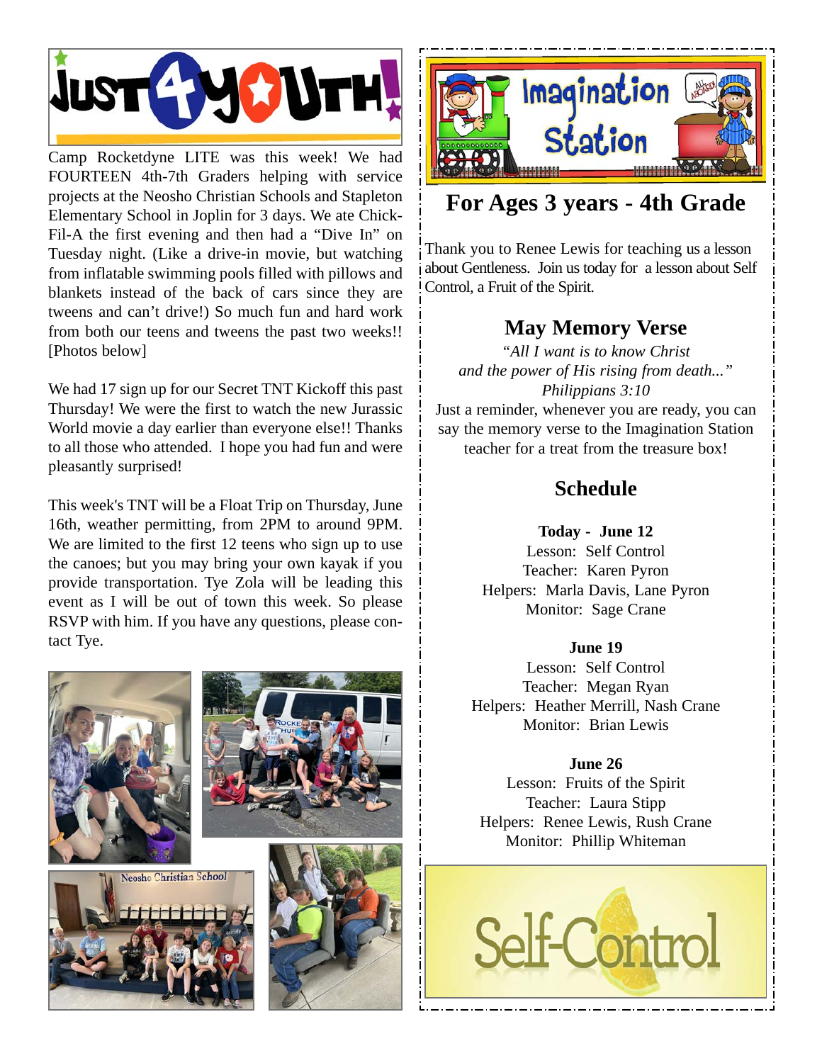# Just 4 Youth!

Camp Rocketdyne LITE was this week! We had FOURTEEN 4th-7th Graders helping with service projects at the Neosho Christian Schools and Stapleton Elementary School in Joplin for 3 days. We ate Chick-Fil-A the first evening and then had a "Dive In" on Tuesday night. (Like a drive-in movie, but watching from inflatable swimming pools filled with pillows and blankets instead of the back of cars since they are tweens and can't drive!) So much fun and hard work from both our teens and tweens the past two weeks!! [Photos below]

We had 17 sign up for our Secret TNT Kickoff this past Thursday! We were the first to watch the new Jurassic World movie a day earlier than everyone else!! Thanks to all those who attended. I hope you had fun and were pleasantly surprised!

This week's TNT will be a Float Trip on Thursday, June 16th, weather permitting, from 2PM to around 9PM. We are limited to the first 12 teens who sign up to use the canoes; but you may bring your own kayak if you provide transportation. Tye Zola will be leading this event as I will be out of town this week. So please RSVP with him. If you have any questions, please contact Tye.

# Imagination Station

## For Ages 3 years - 4th Grade

Thank you to Renee Lewis for teaching us a lesson about Gentleness. Join us today for a lesson about Self Control, a Fruit of the Spirit.

### May Memory Verse

*"All I want is to know Christ and the power of His rising from death..." Philippians 3:10*

Just a reminder, whenever you are ready, you can say the memory verse to the Imagination Station teacher for a treat from the treasure box!

### Schedule

**Today - June 12**
Lesson: Self Control
Teacher: Karen Pyron
Helpers: Marla Davis, Lane Pyron
Monitor: Sage Crane

**June 19**
Lesson: Self Control
Teacher: Megan Ryan
Helpers: Heather Merrill, Nash Crane
Monitor: Brian Lewis

**June 26**
Lesson: Fruits of the Spirit
Teacher: Laura Stipp
Helpers: Renee Lewis, Rush Crane
Monitor: Phillip Whiteman

Self-Control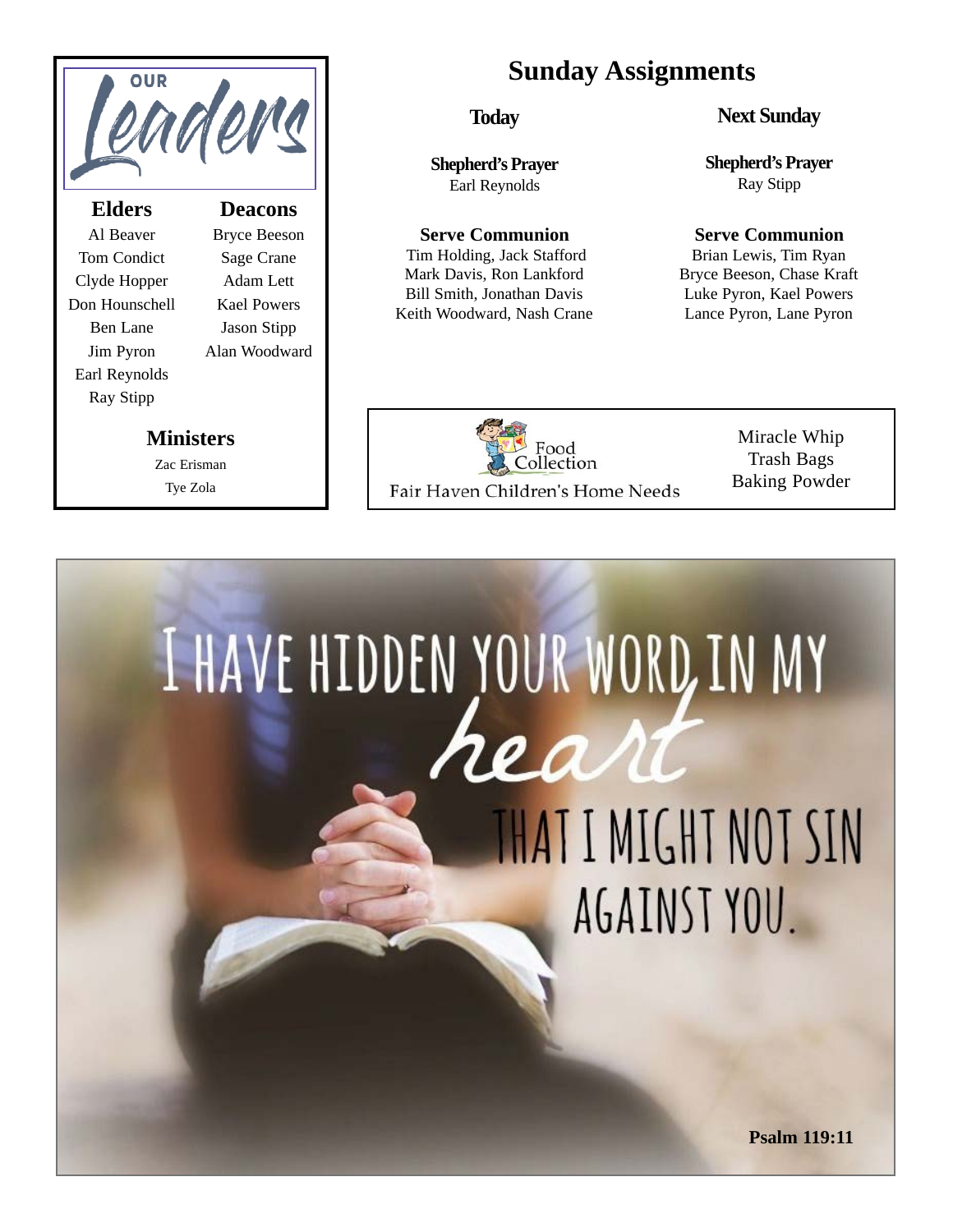# OUR Leaders

### Elders

Al Beaver
Tom Condict
Clyde Hopper
Don Hounschell
Ben Lane
Jim Pyron
Earl Reynolds
Ray Stipp

### Deacons

Bryce Beeson
Sage Crane
Adam Lett
Kael Powers
Jason Stipp
Alan Woodward

### Ministers

Zac Erisman
Tye Zola

# Sunday Assignments

## Today

**Shepherd's Prayer**
Earl Reynolds

**Serve Communion**
Tim Holding, Jack Stafford
Mark Davis, Ron Lankford
Bill Smith, Jonathan Davis
Keith Woodward, Nash Crane

## Next Sunday

**Shepherd's Prayer**
Ray Stipp

**Serve Communion**
Brian Lewis, Tim Ryan
Bryce Beeson, Chase Kraft
Luke Pyron, Kael Powers
Lance Pyron, Lane Pyron

Food Collection
Fair Haven Children's Home Needs

Miracle Whip
Trash Bags
Baking Powder

I HAVE HIDDEN YOUR WORD IN MY *heart* THAT I MIGHT NOT SIN AGAINST YOU.

**Psalm 119:11**